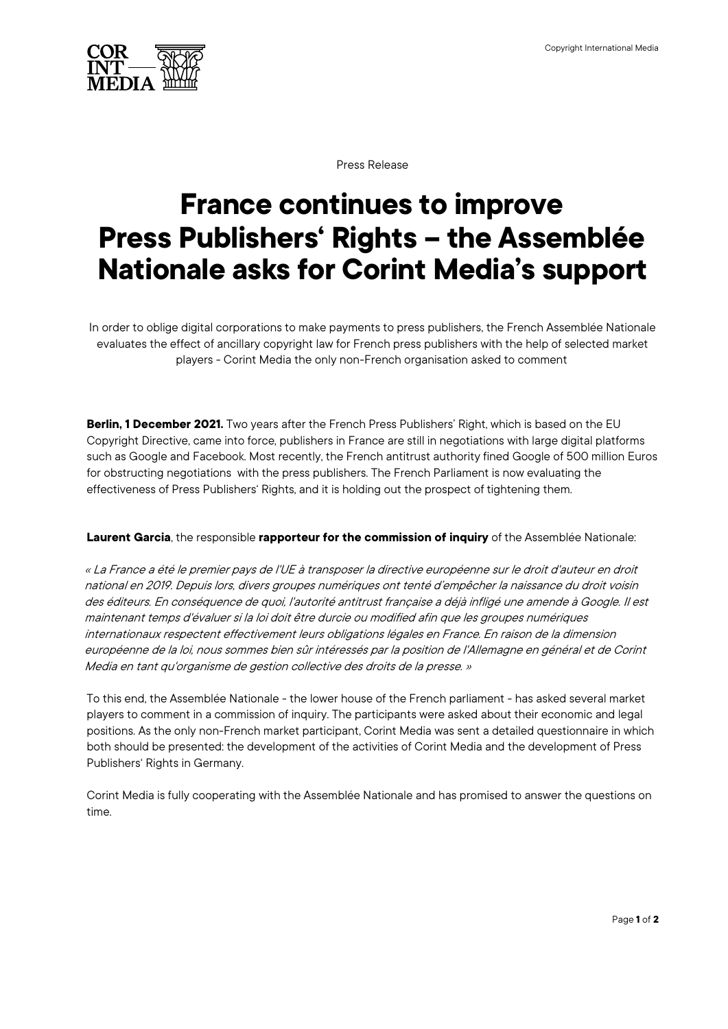Press Release

# France continues to improve Press Publishers' Rights – the Assemblée Nationale asks for Corint Media's support

In order to oblige digital corporations to make payments to press publishers, the French Assemblée Nationale evaluates the effect of ancillary copyright law for French press publishers with the help of selected market players - Corint Media the only non-French organisation asked to comment

**Berlin, 1 December 2021.** Two years after the French Press Publishers' Right, which is based on the EU Copyright Directive, came into force, publishers in France are still in negotiations with large digital platforms such as Google and Facebook. Most recently, the French antitrust authority fined Google of 500 million Euros for obstructing negotiations with the press publishers. The French Parliament is now evaluating the effectiveness of Press Publishers' Rights, and it is holding out the prospect of tightening them.

**Laurent Garcia**, the responsible **rapporteur for the commission of inquiry** of the Assemblée Nationale:

*« La France a été le premier pays de l'UE à transposer la directive européenne sur le droit d'auteur en droit national en 2019. Depuis lors, divers groupes numériques ont tenté d'empêcher la naissance du droit voisin des éditeurs. En conséquence de quoi, l'autorité antitrust française a déjà infligé une amende à Google. Il est maintenant temps d'évaluer si la loi doit être durcie ou modified afin que les groupes numériques internationaux respectent effectivement leurs obligations légales en France. En raison de la dimension européenne de la loi, nous sommes bien sûr intéressés par la position de l'Allemagne en général et de Corint Media en tant qu'organisme de gestion collective des droits de la presse. »*

To this end, the Assemblée Nationale - the lower house of the French parliament - has asked several market players to comment in a commission of inquiry. The participants were asked about their economic and legal positions. As the only non-French market participant, Corint Media was sent a detailed questionnaire in which both should be presented: the development of the activities of Corint Media and the development of Press Publishers' Rights in Germany.

Corint Media is fully cooperating with the Assemblée Nationale and has promised to answer the questions on time.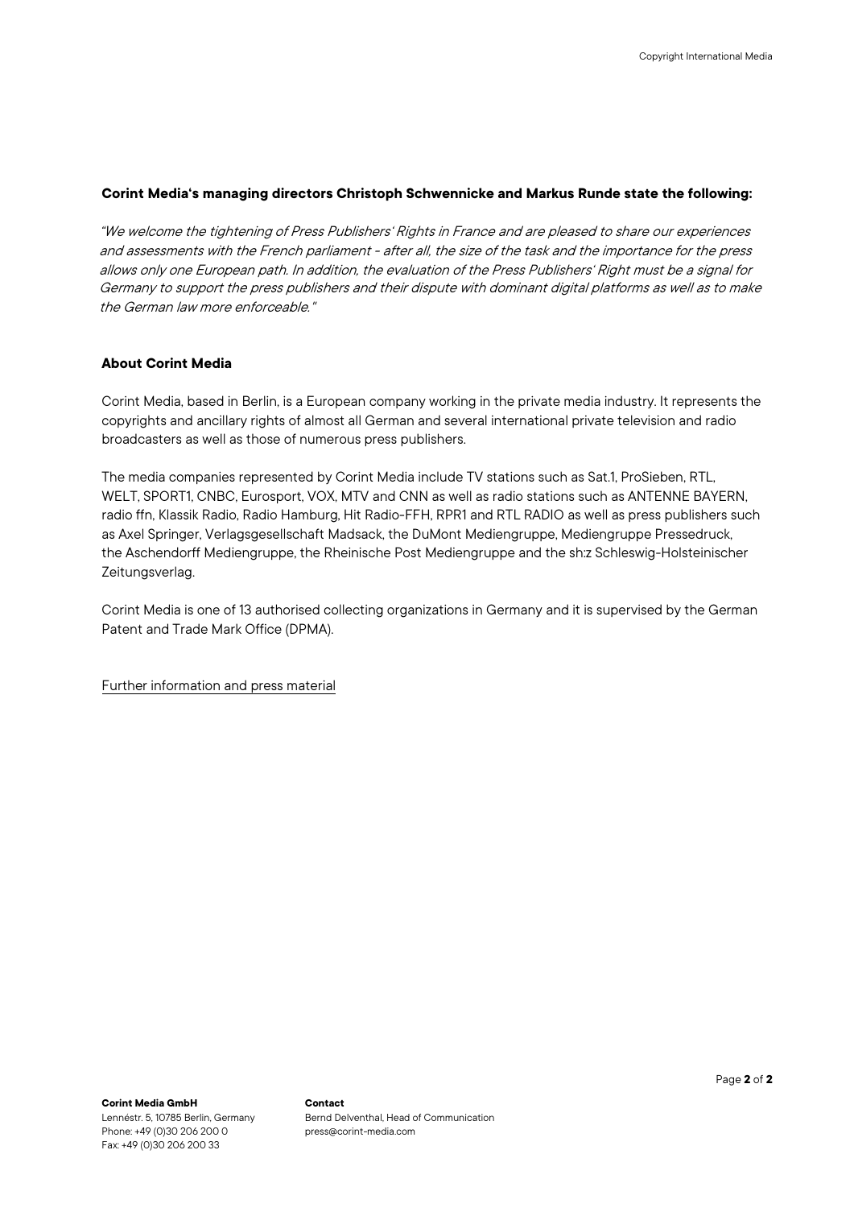**Corint Media's managing directors Christoph Schwennicke and Markus Runde state the following:**

*"We welcome the tightening of Press Publishers' Rights in France and are pleased to share our experiences and assessments with the French parliament - after all, the size of the task and the importance for the press allows only one European path. In addition, the evaluation of the Press Publishers' Right must be a signal for Germany to support the press publishers and their dispute with dominant digital platforms as well as to make the German law more enforceable."*

**About Corint Media**

Corint Media, based in Berlin, is a European company working in the private media industry. It represents the copyrights and ancillary rights of almost all German and several international private television and radio broadcasters as well as those of numerous press publishers.

The media companies represented by Corint Media include TV stations such as Sat.1, ProSieben, RTL, WELT, SPORT1, CNBC, Eurosport, VOX, MTV and CNN as well as radio stations such as ANTENNE BAYERN, radio ffn, Klassik Radio, Radio Hamburg, Hit Radio-FFH, RPR1 and RTL RADIO as well as press publishers such as Axel Springer, Verlagsgesellschaft Madsack, the DuMont Mediengruppe, Mediengruppe Pressedruck, the Aschendorff Mediengruppe, the Rheinische Post Mediengruppe and the sh:z Schleswig-Holsteinischer Zeitungsverlag.

Corint Media is one of 13 authorised collecting organizations in Germany and it is supervised by the German Patent and Trade Mark Office (DPMA).

Further information and press material

**Corint Media GmbH**
Lennéstr. 5, 10785 Berlin, Germany
Phone: +49 (0)30 206 200 0
Fax: +49 (0)30 206 200 33

**Contact**
Bernd Delventhal, Head of Communication
press@corint-media.com